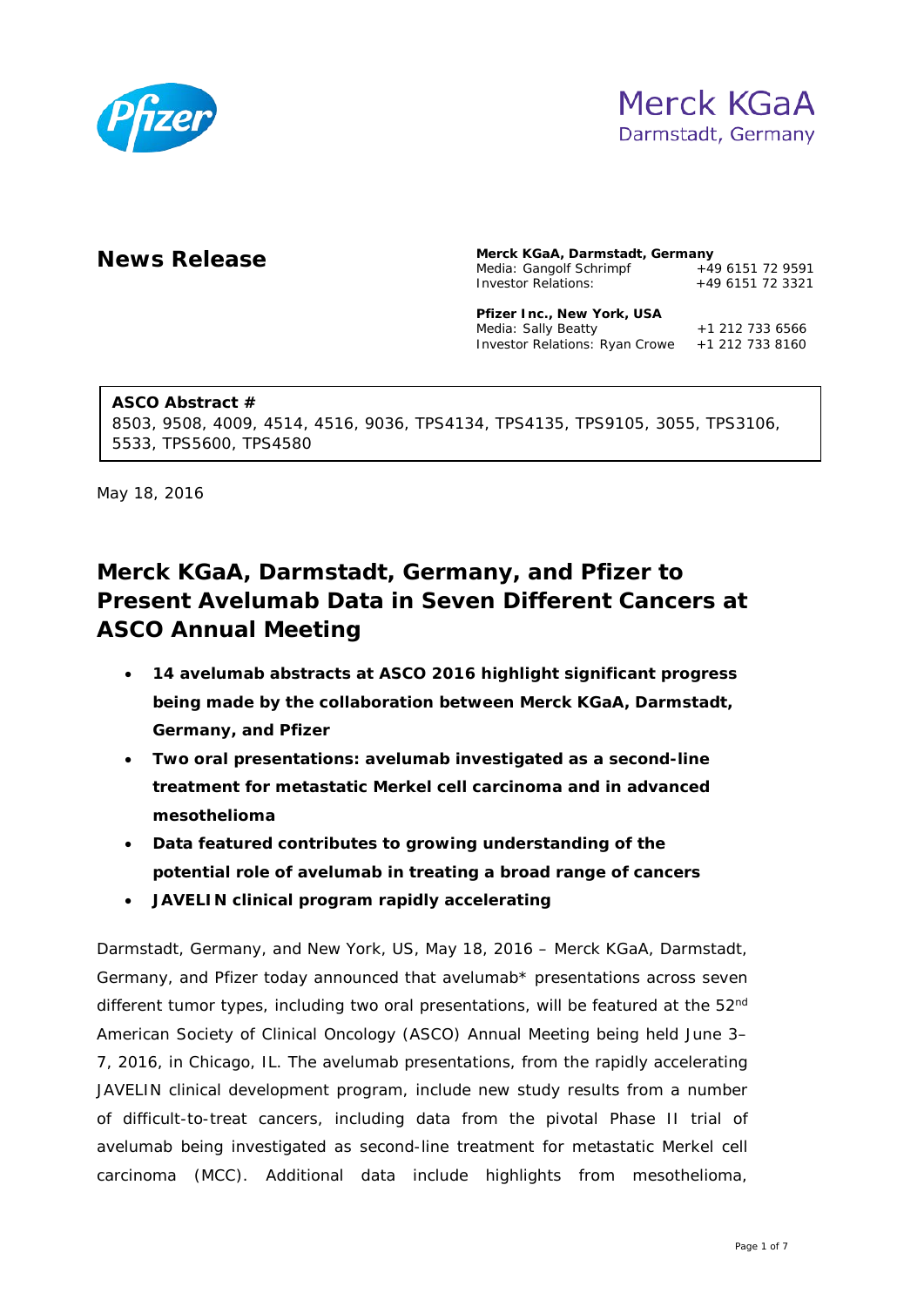Merck KGaA
Darmstadt, Germany

# News Release

**Merck KGaA, Darmstadt, Germany**
Media: Gangolf Schrimpf +49 6151 72 9591
Investor Relations: +49 6151 72 3321

**Pfizer Inc., New York, USA**
Media: Sally Beatty +1 212 733 6566
Investor Relations: Ryan Crowe +1 212 733 8160

**ASCO Abstract #**
8503, 9508, 4009, 4514, 4516, 9036, TPS4134, TPS4135, TPS9105, 3055, TPS3106, 5533, TPS5600, TPS4580

May 18, 2016

## Merck KGaA, Darmstadt, Germany, and Pfizer to Present Avelumab Data in Seven Different Cancers at ASCO Annual Meeting

- **14 avelumab abstracts at ASCO 2016 highlight significant progress being made by the collaboration between Merck KGaA, Darmstadt, Germany, and Pfizer**
- **Two oral presentations: avelumab investigated as a second-line treatment for metastatic Merkel cell carcinoma and in advanced mesothelioma**
- **Data featured contributes to growing understanding of the potential role of avelumab in treating a broad range of cancers**
- **JAVELIN clinical program rapidly accelerating**

Darmstadt, Germany, and New York, US, May 18, 2016 – Merck KGaA, Darmstadt, Germany, and Pfizer today announced that avelumab* presentations across seven different tumor types, including two oral presentations, will be featured at the 52nd American Society of Clinical Oncology (ASCO) Annual Meeting being held June 3–7, 2016, in Chicago, IL. The avelumab presentations, from the rapidly accelerating JAVELIN clinical development program, include new study results from a number of difficult-to-treat cancers, including data from the pivotal Phase II trial of avelumab being investigated as second-line treatment for metastatic Merkel cell carcinoma (MCC). Additional data include highlights from mesothelioma,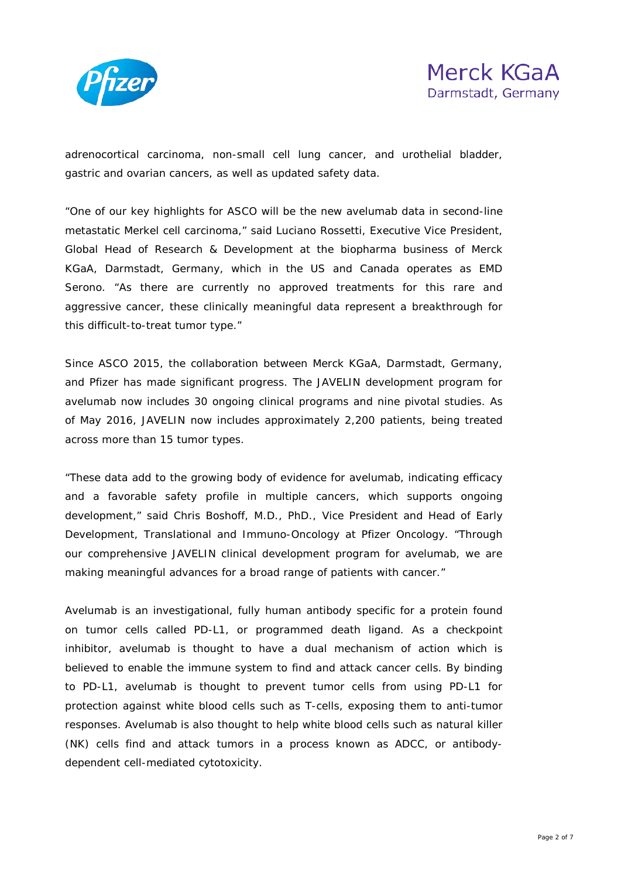adrenocortical carcinoma, non-small cell lung cancer, and urothelial bladder, gastric and ovarian cancers, as well as updated safety data.

"One of our key highlights for ASCO will be the new avelumab data in second-line metastatic Merkel cell carcinoma," said Luciano Rossetti, Executive Vice President, Global Head of Research & Development at the biopharma business of Merck KGaA, Darmstadt, Germany, which in the US and Canada operates as EMD Serono. "As there are currently no approved treatments for this rare and aggressive cancer, these clinically meaningful data represent a breakthrough for this difficult-to-treat tumor type."

Since ASCO 2015, the collaboration between Merck KGaA, Darmstadt, Germany, and Pfizer has made significant progress. The JAVELIN development program for avelumab now includes 30 ongoing clinical programs and nine pivotal studies. As of May 2016, JAVELIN now includes approximately 2,200 patients, being treated across more than 15 tumor types.

"These data add to the growing body of evidence for avelumab, indicating efficacy and a favorable safety profile in multiple cancers, which supports ongoing development," said Chris Boshoff, M.D., PhD., Vice President and Head of Early Development, Translational and Immuno-Oncology at Pfizer Oncology. "Through our comprehensive JAVELIN clinical development program for avelumab, we are making meaningful advances for a broad range of patients with cancer."

Avelumab is an investigational, fully human antibody specific for a protein found on tumor cells called PD-L1, or programmed death ligand. As a checkpoint inhibitor, avelumab is thought to have a dual mechanism of action which is believed to enable the immune system to find and attack cancer cells. By binding to PD-L1, avelumab is thought to prevent tumor cells from using PD-L1 for protection against white blood cells such as T-cells, exposing them to anti-tumor responses. Avelumab is also thought to help white blood cells such as natural killer (NK) cells find and attack tumors in a process known as ADCC, or antibody-dependent cell-mediated cytotoxicity.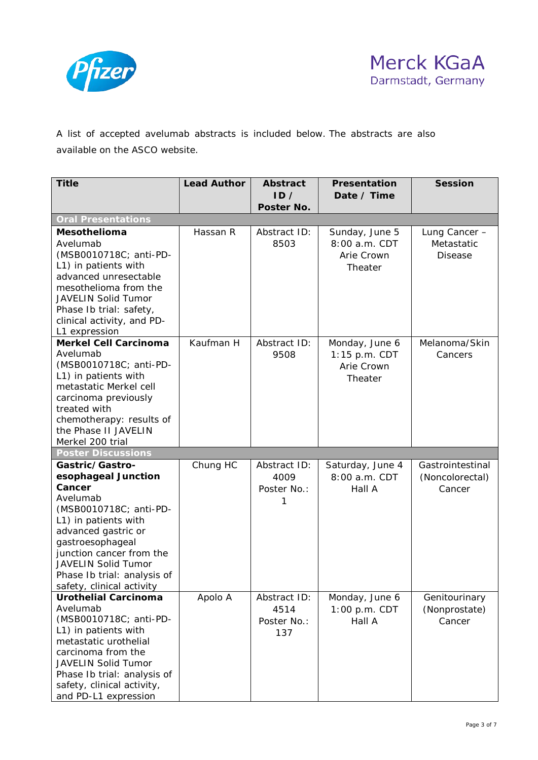A list of accepted avelumab abstracts is included below. The abstracts are also available on the ASCO website.

| Title | Lead Author | Abstract ID / Poster No. | Presentation Date / Time | Session |
|---|---|---|---|---|
| **Oral Presentations** | | | | |
| **Mesothelioma** Avelumab (MSB0010718C; anti-PD-L1) in patients with advanced unresectable mesothelioma from the JAVELIN Solid Tumor Phase Ib trial: safety, clinical activity, and PD-L1 expression | Hassan R | Abstract ID: 8503 | Sunday, June 5 8:00 a.m. CDT Arie Crown Theater | Lung Cancer – Metastatic Disease |
| **Merkel Cell Carcinoma** Avelumab (MSB0010718C; anti-PD-L1) in patients with metastatic Merkel cell carcinoma previously treated with chemotherapy: results of the Phase II JAVELIN Merkel 200 trial | Kaufman H | Abstract ID: 9508 | Monday, June 6 1:15 p.m. CDT Arie Crown Theater | Melanoma/Skin Cancers |
| **Poster Discussions** | | | | |
| **Gastric/Gastro-esophageal Junction Cancer** Avelumab (MSB0010718C; anti-PD-L1) in patients with advanced gastric or gastroesophageal junction cancer from the JAVELIN Solid Tumor Phase Ib trial: analysis of safety, clinical activity | Chung HC | Abstract ID: 4009 Poster No.: 1 | Saturday, June 4 8:00 a.m. CDT Hall A | Gastrointestinal (Noncolorectal) Cancer |
| **Urothelial Carcinoma** Avelumab (MSB0010718C; anti-PD-L1) in patients with metastatic urothelial carcinoma from the JAVELIN Solid Tumor Phase Ib trial: analysis of safety, clinical activity, and PD-L1 expression | Apolo A | Abstract ID: 4514 Poster No.: 137 | Monday, June 6 1:00 p.m. CDT Hall A | Genitourinary (Nonprostate) Cancer |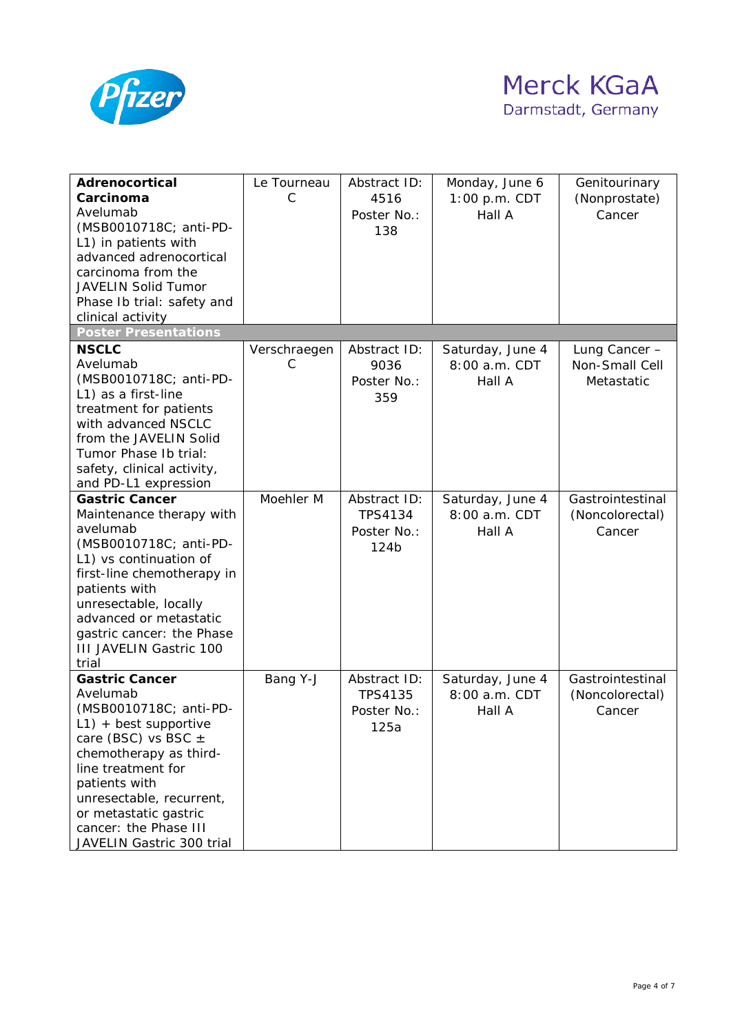Merck KGaA
Darmstadt, Germany

| | | | | |
|---|---|---|---|---|
| **Adrenocortical Carcinoma** Avelumab (MSB0010718C; anti-PD-L1) in patients with advanced adrenocortical carcinoma from the JAVELIN Solid Tumor Phase Ib trial: safety and clinical activity | Le Tourneau C | Abstract ID: 4516 Poster No.: 138 | Monday, June 6 1:00 p.m. CDT Hall A | Genitourinary (Nonprostate) Cancer |
| **Poster Presentations** | | | | |
| **NSCLC** Avelumab (MSB0010718C; anti-PD-L1) as a first-line treatment for patients with advanced NSCLC from the JAVELIN Solid Tumor Phase Ib trial: safety, clinical activity, and PD-L1 expression | Verschraegen C | Abstract ID: 9036 Poster No.: 359 | Saturday, June 4 8:00 a.m. CDT Hall A | Lung Cancer – Non-Small Cell Metastatic |
| **Gastric Cancer** Maintenance therapy with avelumab (MSB0010718C; anti-PD-L1) vs continuation of first-line chemotherapy in patients with unresectable, locally advanced or metastatic gastric cancer: the Phase III JAVELIN Gastric 100 trial | Moehler M | Abstract ID: TPS4134 Poster No.: 124b | Saturday, June 4 8:00 a.m. CDT Hall A | Gastrointestinal (Noncolorectal) Cancer |
| **Gastric Cancer** Avelumab (MSB0010718C; anti-PD-L1) + best supportive care (BSC) vs BSC ± chemotherapy as third-line treatment for patients with unresectable, recurrent, or metastatic gastric cancer: the Phase III JAVELIN Gastric 300 trial | Bang Y-J | Abstract ID: TPS4135 Poster No.: 125a | Saturday, June 4 8:00 a.m. CDT Hall A | Gastrointestinal (Noncolorectal) Cancer |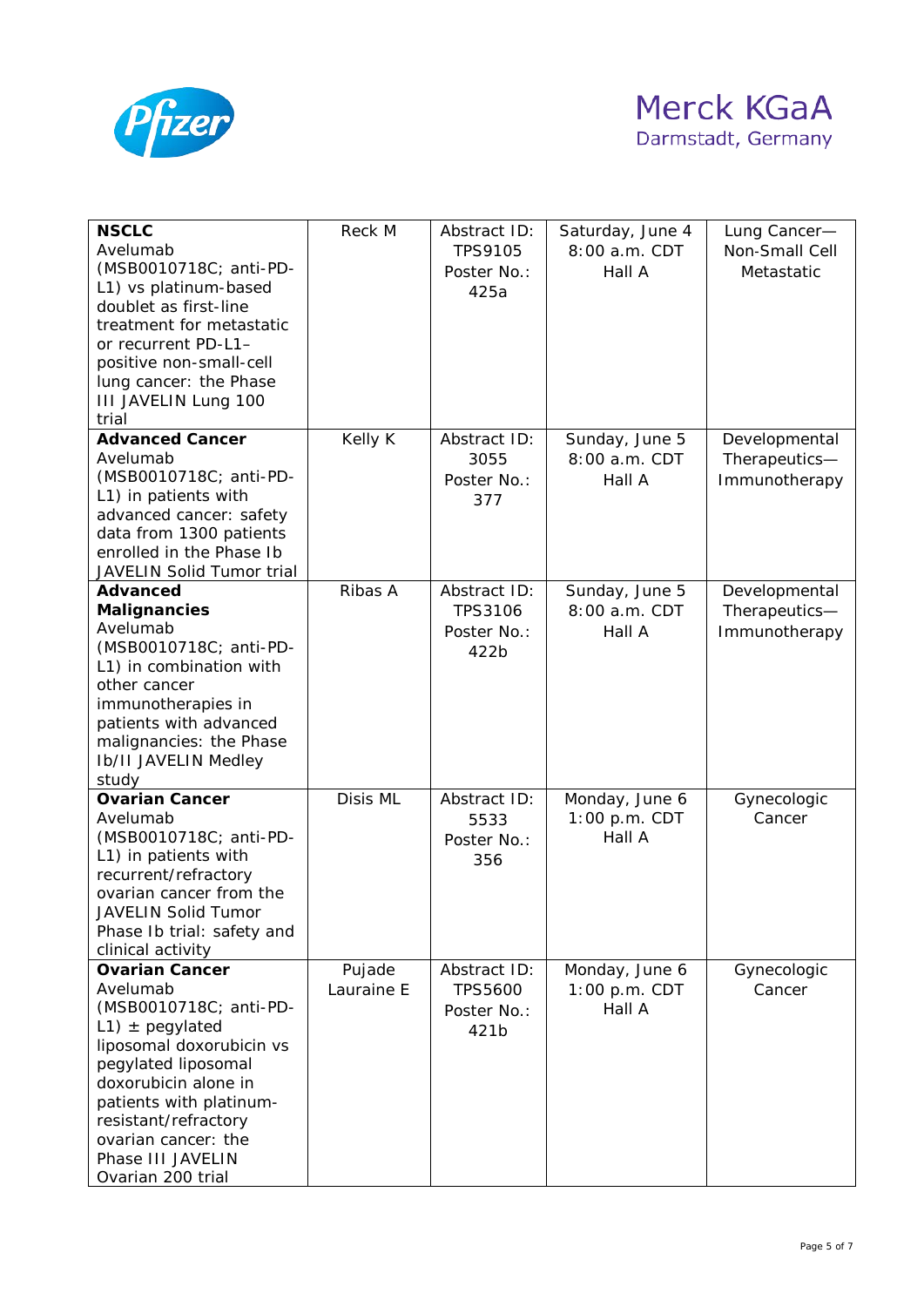| **NSCLC** Avelumab (MSB0010718C; anti-PD-L1) vs platinum-based doublet as first-line treatment for metastatic or recurrent PD-L1–positive non-small-cell lung cancer: the Phase III JAVELIN Lung 100 trial | Reck M | Abstract ID: TPS9105 Poster No.: 425a | Saturday, June 4 8:00 a.m. CDT Hall A | Lung Cancer—Non-Small Cell Metastatic |
|---|---|---|---|---|
| **Advanced Cancer** Avelumab (MSB0010718C; anti-PD-L1) in patients with advanced cancer: safety data from 1300 patients enrolled in the Phase Ib JAVELIN Solid Tumor trial | Kelly K | Abstract ID: 3055 Poster No.: 377 | Sunday, June 5 8:00 a.m. CDT Hall A | Developmental Therapeutics—Immunotherapy |
| **Advanced Malignancies** Avelumab (MSB0010718C; anti-PD-L1) in combination with other cancer immunotherapies in patients with advanced malignancies: the Phase Ib/II JAVELIN Medley study | Ribas A | Abstract ID: TPS3106 Poster No.: 422b | Sunday, June 5 8:00 a.m. CDT Hall A | Developmental Therapeutics—Immunotherapy |
| **Ovarian Cancer** Avelumab (MSB0010718C; anti-PD-L1) in patients with recurrent/refractory ovarian cancer from the JAVELIN Solid Tumor Phase Ib trial: safety and clinical activity | Disis ML | Abstract ID: 5533 Poster No.: 356 | Monday, June 6 1:00 p.m. CDT Hall A | Gynecologic Cancer |
| **Ovarian Cancer** Avelumab (MSB0010718C; anti-PD-L1) ± pegylated liposomal doxorubicin vs pegylated liposomal doxorubicin alone in patients with platinum-resistant/refractory ovarian cancer: the Phase III JAVELIN Ovarian 200 trial | Pujade Lauraine E | Abstract ID: TPS5600 Poster No.: 421b | Monday, June 6 1:00 p.m. CDT Hall A | Gynecologic Cancer |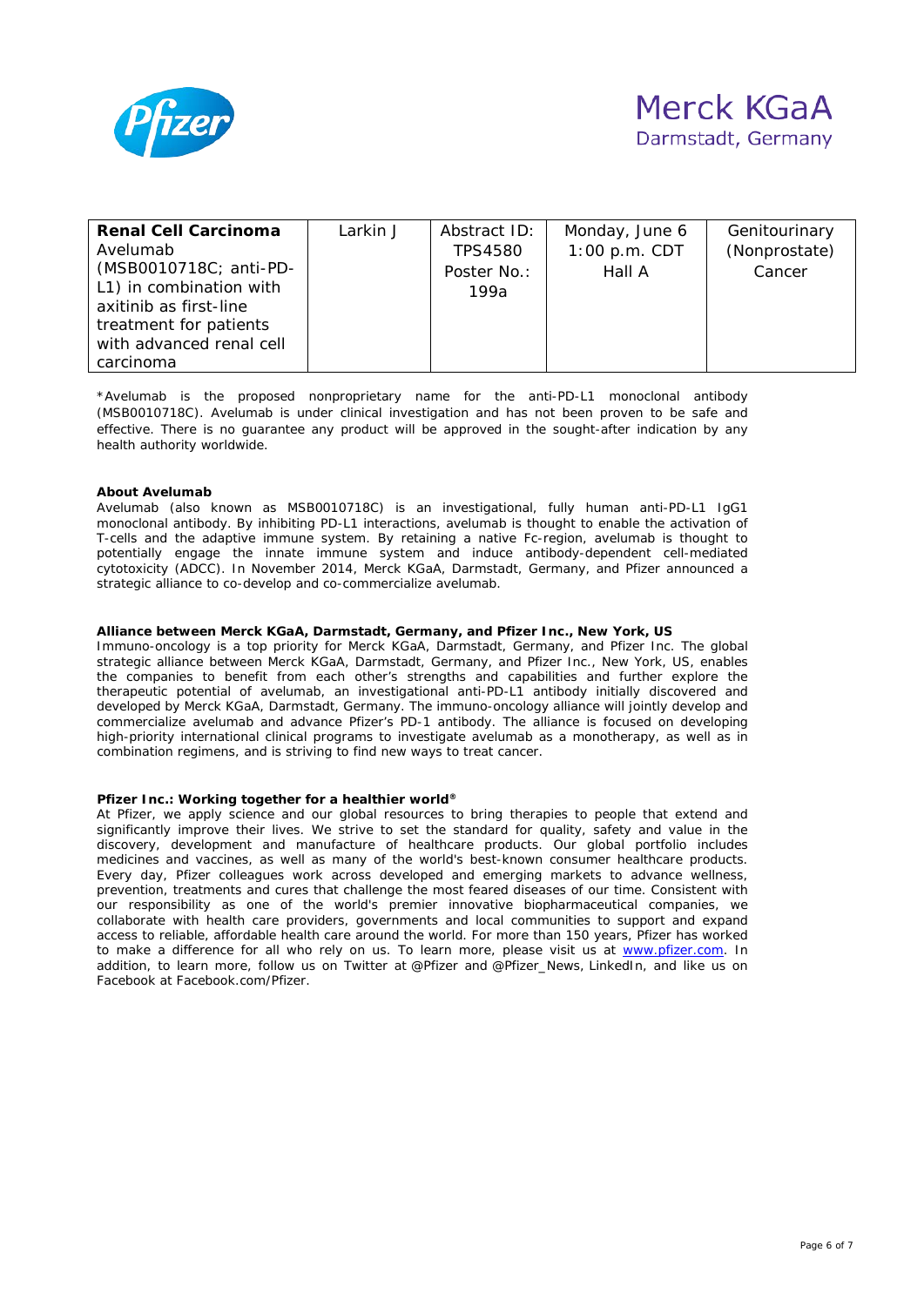| | | | | |
|---|---|---|---|---|
| **Renal Cell Carcinoma** Avelumab (MSB0010718C; anti-PD-L1) in combination with axitinib as first-line treatment for patients with advanced renal cell carcinoma | Larkin J | Abstract ID: TPS4580 Poster No.: 199a | Monday, June 6 1:00 p.m. CDT Hall A | Genitourinary (Nonprostate) Cancer |

*Avelumab is the proposed nonproprietary name for the anti-PD-L1 monoclonal antibody (MSB0010718C). Avelumab is under clinical investigation and has not been proven to be safe and effective. There is no guarantee any product will be approved in the sought-after indication by any health authority worldwide.

**About Avelumab**
Avelumab (also known as MSB0010718C) is an investigational, fully human anti-PD-L1 IgG1 monoclonal antibody. By inhibiting PD-L1 interactions, avelumab is thought to enable the activation of T-cells and the adaptive immune system. By retaining a native Fc-region, avelumab is thought to potentially engage the innate immune system and induce antibody-dependent cell-mediated cytotoxicity (ADCC). In November 2014, Merck KGaA, Darmstadt, Germany, and Pfizer announced a strategic alliance to co-develop and co-commercialize avelumab.

**Alliance between Merck KGaA, Darmstadt, Germany, and Pfizer Inc., New York, US**
Immuno-oncology is a top priority for Merck KGaA, Darmstadt, Germany, and Pfizer Inc. The global strategic alliance between Merck KGaA, Darmstadt, Germany, and Pfizer Inc., New York, US, enables the companies to benefit from each other's strengths and capabilities and further explore the therapeutic potential of avelumab, an investigational anti-PD-L1 antibody initially discovered and developed by Merck KGaA, Darmstadt, Germany. The immuno-oncology alliance will jointly develop and commercialize avelumab and advance Pfizer's PD-1 antibody. The alliance is focused on developing high-priority international clinical programs to investigate avelumab as a monotherapy, as well as in combination regimens, and is striving to find new ways to treat cancer.

**Pfizer Inc.: Working together for a healthier world®**
At Pfizer, we apply science and our global resources to bring therapies to people that extend and significantly improve their lives. We strive to set the standard for quality, safety and value in the discovery, development and manufacture of healthcare products. Our global portfolio includes medicines and vaccines, as well as many of the world's best-known consumer healthcare products. Every day, Pfizer colleagues work across developed and emerging markets to advance wellness, prevention, treatments and cures that challenge the most feared diseases of our time. Consistent with our responsibility as one of the world's premier innovative biopharmaceutical companies, we collaborate with health care providers, governments and local communities to support and expand access to reliable, affordable health care around the world. For more than 150 years, Pfizer has worked to make a difference for all who rely on us. To learn more, please visit us at www.pfizer.com. In addition, to learn more, follow us on Twitter at @Pfizer and @Pfizer_News, LinkedIn, and like us on Facebook at Facebook.com/Pfizer.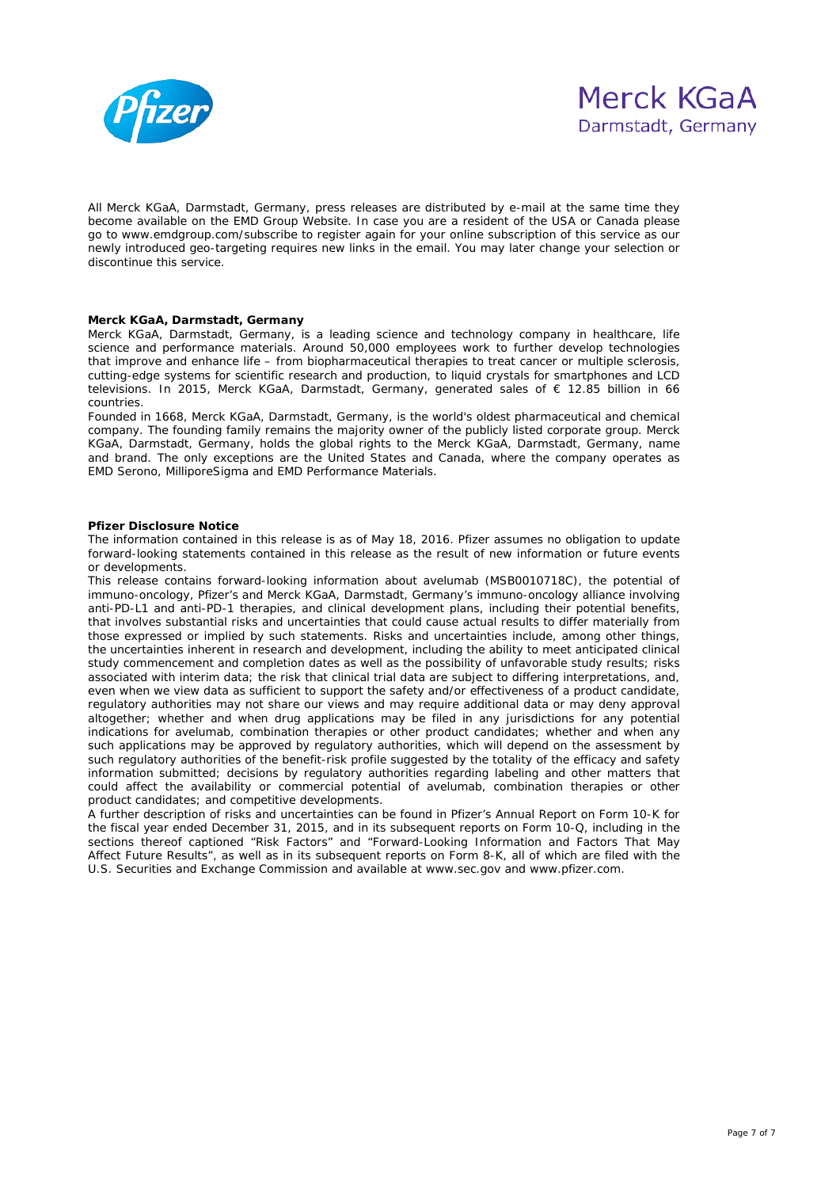All Merck KGaA, Darmstadt, Germany, press releases are distributed by e-mail at the same time they become available on the EMD Group Website. In case you are a resident of the USA or Canada please go to www.emdgroup.com/subscribe to register again for your online subscription of this service as our newly introduced geo-targeting requires new links in the email. You may later change your selection or discontinue this service.

**Merck KGaA, Darmstadt, Germany**

Merck KGaA, Darmstadt, Germany, is a leading science and technology company in healthcare, life science and performance materials. Around 50,000 employees work to further develop technologies that improve and enhance life – from biopharmaceutical therapies to treat cancer or multiple sclerosis, cutting-edge systems for scientific research and production, to liquid crystals for smartphones and LCD televisions. In 2015, Merck KGaA, Darmstadt, Germany, generated sales of € 12.85 billion in 66 countries.

Founded in 1668, Merck KGaA, Darmstadt, Germany, is the world's oldest pharmaceutical and chemical company. The founding family remains the majority owner of the publicly listed corporate group. Merck KGaA, Darmstadt, Germany, holds the global rights to the Merck KGaA, Darmstadt, Germany, name and brand. The only exceptions are the United States and Canada, where the company operates as EMD Serono, MilliporeSigma and EMD Performance Materials.

**Pfizer Disclosure Notice**

The information contained in this release is as of May 18, 2016. Pfizer assumes no obligation to update forward-looking statements contained in this release as the result of new information or future events or developments.

This release contains forward-looking information about avelumab (MSB0010718C), the potential of immuno-oncology, Pfizer's and Merck KGaA, Darmstadt, Germany's immuno-oncology alliance involving anti-PD-L1 and anti-PD-1 therapies, and clinical development plans, including their potential benefits, that involves substantial risks and uncertainties that could cause actual results to differ materially from those expressed or implied by such statements. Risks and uncertainties include, among other things, the uncertainties inherent in research and development, including the ability to meet anticipated clinical study commencement and completion dates as well as the possibility of unfavorable study results; risks associated with interim data; the risk that clinical trial data are subject to differing interpretations, and, even when we view data as sufficient to support the safety and/or effectiveness of a product candidate, regulatory authorities may not share our views and may require additional data or may deny approval altogether; whether and when drug applications may be filed in any jurisdictions for any potential indications for avelumab, combination therapies or other product candidates; whether and when any such applications may be approved by regulatory authorities, which will depend on the assessment by such regulatory authorities of the benefit-risk profile suggested by the totality of the efficacy and safety information submitted; decisions by regulatory authorities regarding labeling and other matters that could affect the availability or commercial potential of avelumab, combination therapies or other product candidates; and competitive developments.

A further description of risks and uncertainties can be found in Pfizer's Annual Report on Form 10-K for the fiscal year ended December 31, 2015, and in its subsequent reports on Form 10-Q, including in the sections thereof captioned "Risk Factors" and "Forward-Looking Information and Factors That May Affect Future Results", as well as in its subsequent reports on Form 8-K, all of which are filed with the U.S. Securities and Exchange Commission and available at www.sec.gov and www.pfizer.com.